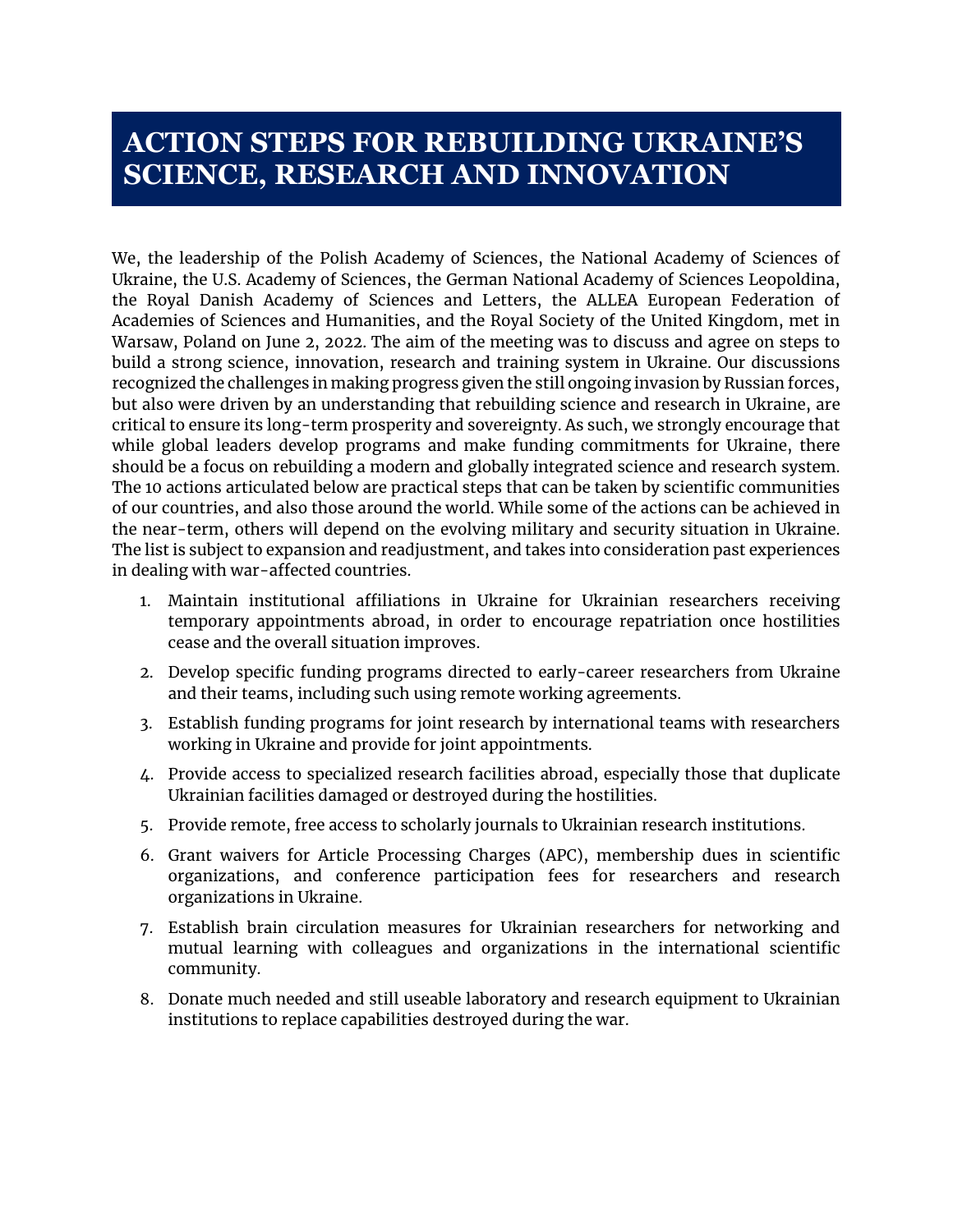# ACTION STEPS FOR REBUILDING UKRAINE'S SCIENCE, RESEARCH AND INNOVATION

We, the leadership of the Polish Academy of Sciences, the National Academy of Sciences of Ukraine, the U.S. Academy of Sciences, the German National Academy of Sciences Leopoldina, the Royal Danish Academy of Sciences and Letters, the ALLEA European Federation of Academies of Sciences and Humanities, and the Royal Society of the United Kingdom, met in Warsaw, Poland on June 2, 2022. The aim of the meeting was to discuss and agree on steps to build a strong science, innovation, research and training system in Ukraine. Our discussions recognized the challenges in making progress given the still ongoing invasion by Russian forces, but also were driven by an understanding that rebuilding science and research in Ukraine, are critical to ensure its long-term prosperity and sovereignty. As such, we strongly encourage that while global leaders develop programs and make funding commitments for Ukraine, there should be a focus on rebuilding a modern and globally integrated science and research system. The 10 actions articulated below are practical steps that can be taken by scientific communities of our countries, and also those around the world. While some of the actions can be achieved in the near-term, others will depend on the evolving military and security situation in Ukraine. The list is subject to expansion and readjustment, and takes into consideration past experiences in dealing with war-affected countries.

1. Maintain institutional affiliations in Ukraine for Ukrainian researchers receiving temporary appointments abroad, in order to encourage repatriation once hostilities cease and the overall situation improves.
2. Develop specific funding programs directed to early-career researchers from Ukraine and their teams, including such using remote working agreements.
3. Establish funding programs for joint research by international teams with researchers working in Ukraine and provide for joint appointments.
4. Provide access to specialized research facilities abroad, especially those that duplicate Ukrainian facilities damaged or destroyed during the hostilities.
5. Provide remote, free access to scholarly journals to Ukrainian research institutions.
6. Grant waivers for Article Processing Charges (APC), membership dues in scientific organizations, and conference participation fees for researchers and research organizations in Ukraine.
7. Establish brain circulation measures for Ukrainian researchers for networking and mutual learning with colleagues and organizations in the international scientific community.
8. Donate much needed and still useable laboratory and research equipment to Ukrainian institutions to replace capabilities destroyed during the war.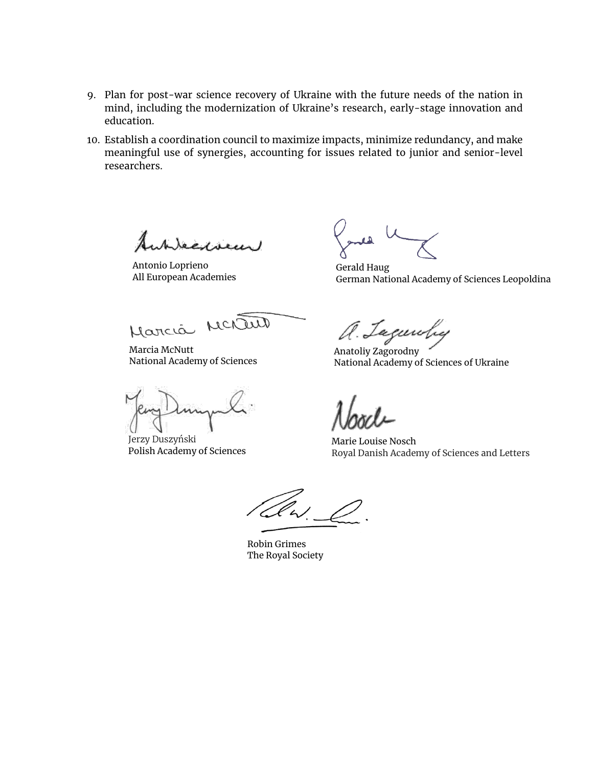9. Plan for post-war science recovery of Ukraine with the future needs of the nation in mind, including the modernization of Ukraine's research, early-stage innovation and education.
10. Establish a coordination council to maximize impacts, minimize redundancy, and make meaningful use of synergies, accounting for issues related to junior and senior-level researchers.

Antonio Loprieno
All European Academies

Gerald Haug
German National Academy of Sciences Leopoldina

Marcia McNutt
National Academy of Sciences

Anatoliy Zagorodny
National Academy of Sciences of Ukraine

Jerzy Duszyński
Polish Academy of Sciences

Marie Louise Nosch
Royal Danish Academy of Sciences and Letters

Robin Grimes
The Royal Society